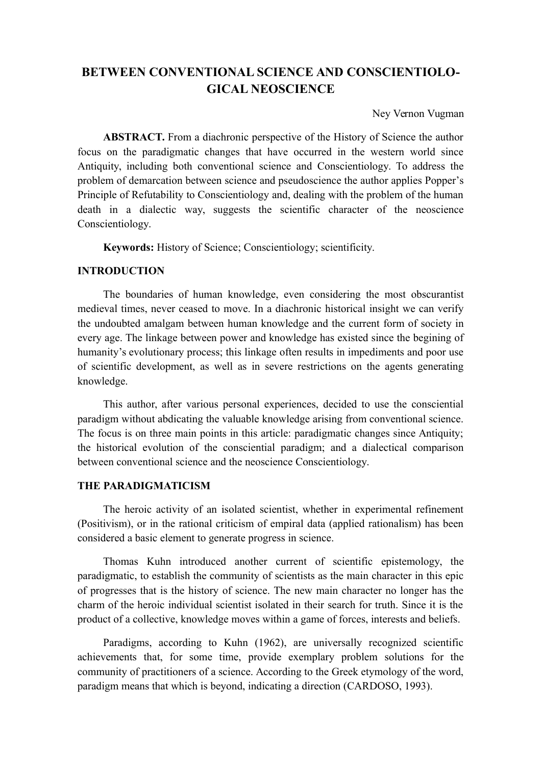# BETWEEN CONVENTIONAL SCIENCE AND CONSCIENTIOLOGICAL NEOSCIENCE

Ney Vernon Vugman

**ABSTRACT.** From a diachronic perspective of the History of Science the author focus on the paradigmatic changes that have occurred in the western world since Antiquity, including both conventional science and Conscientiology. To address the problem of demarcation between science and pseudoscience the author applies Popper's Principle of Refutability to Conscientiology and, dealing with the problem of the human death in a dialectic way, suggests the scientific character of the neoscience Conscientiology.

**Keywords:** History of Science; Conscientiology; scientificity.

## INTRODUCTION

The boundaries of human knowledge, even considering the most obscurantist medieval times, never ceased to move. In a diachronic historical insight we can verify the undoubted amalgam between human knowledge and the current form of society in every age. The linkage between power and knowledge has existed since the begining of humanity's evolutionary process; this linkage often results in impediments and poor use of scientific development, as well as in severe restrictions on the agents generating knowledge.

This author, after various personal experiences, decided to use the consciential paradigm without abdicating the valuable knowledge arising from conventional science. The focus is on three main points in this article: paradigmatic changes since Antiquity; the historical evolution of the consciential paradigm; and a dialectical comparison between conventional science and the neoscience Conscientiology.

## THE PARADIGMATICISM

The heroic activity of an isolated scientist, whether in experimental refinement (Positivism), or in the rational criticism of empiral data (applied rationalism) has been considered a basic element to generate progress in science.

Thomas Kuhn introduced another current of scientific epistemology, the paradigmatic, to establish the community of scientists as the main character in this epic of progresses that is the history of science. The new main character no longer has the charm of the heroic individual scientist isolated in their search for truth. Since it is the product of a collective, knowledge moves within a game of forces, interests and beliefs.

Paradigms, according to Kuhn (1962), are universally recognized scientific achievements that, for some time, provide exemplary problem solutions for the community of practitioners of a science. According to the Greek etymology of the word, paradigm means that which is beyond, indicating a direction (CARDOSO, 1993).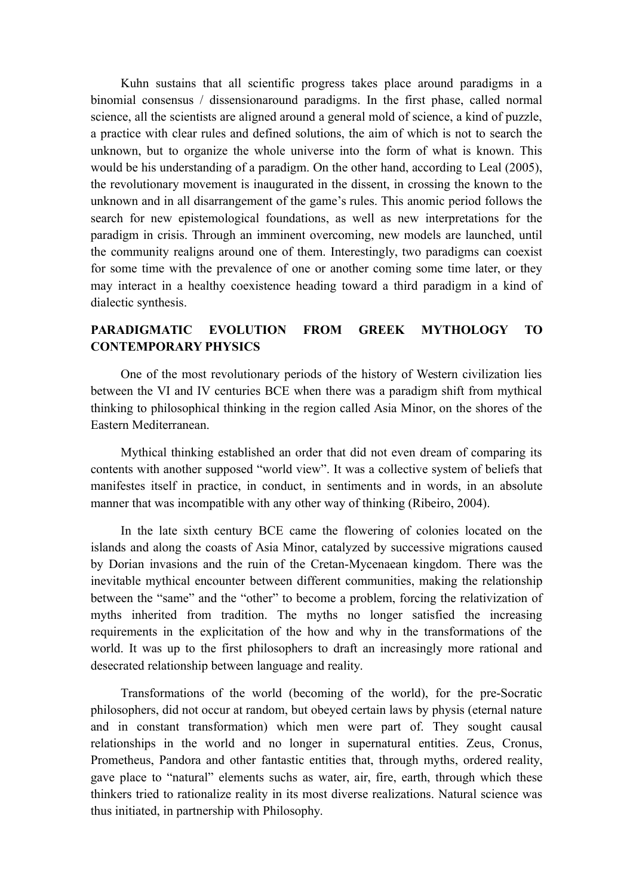Kuhn sustains that all scientific progress takes place around paradigms in a binomial consensus / dissensionaround paradigms. In the first phase, called normal science, all the scientists are aligned around a general mold of science, a kind of puzzle, a practice with clear rules and defined solutions, the aim of which is not to search the unknown, but to organize the whole universe into the form of what is known. This would be his understanding of a paradigm. On the other hand, according to Leal (2005), the revolutionary movement is inaugurated in the dissent, in crossing the known to the unknown and in all disarrangement of the game's rules. This anomic period follows the search for new epistemological foundations, as well as new interpretations for the paradigm in crisis. Through an imminent overcoming, new models are launched, until the community realigns around one of them. Interestingly, two paradigms can coexist for some time with the prevalence of one or another coming some time later, or they may interact in a healthy coexistence heading toward a third paradigm in a kind of dialectic synthesis.

## PARADIGMATIC EVOLUTION FROM GREEK MYTHOLOGY TO CONTEMPORARY PHYSICS

One of the most revolutionary periods of the history of Western civilization lies between the VI and IV centuries BCE when there was a paradigm shift from mythical thinking to philosophical thinking in the region called Asia Minor, on the shores of the Eastern Mediterranean.

Mythical thinking established an order that did not even dream of comparing its contents with another supposed "world view". It was a collective system of beliefs that manifestes itself in practice, in conduct, in sentiments and in words, in an absolute manner that was incompatible with any other way of thinking (Ribeiro, 2004).

In the late sixth century BCE came the flowering of colonies located on the islands and along the coasts of Asia Minor, catalyzed by successive migrations caused by Dorian invasions and the ruin of the Cretan-Mycenaean kingdom. There was the inevitable mythical encounter between different communities, making the relationship between the "same" and the "other" to become a problem, forcing the relativization of myths inherited from tradition. The myths no longer satisfied the increasing requirements in the explicitation of the how and why in the transformations of the world. It was up to the first philosophers to draft an increasingly more rational and desecrated relationship between language and reality.

Transformations of the world (becoming of the world), for the pre-Socratic philosophers, did not occur at random, but obeyed certain laws by physis (eternal nature and in constant transformation) which men were part of. They sought causal relationships in the world and no longer in supernatural entities. Zeus, Cronus, Prometheus, Pandora and other fantastic entities that, through myths, ordered reality, gave place to "natural" elements suchs as water, air, fire, earth, through which these thinkers tried to rationalize reality in its most diverse realizations. Natural science was thus initiated, in partnership with Philosophy.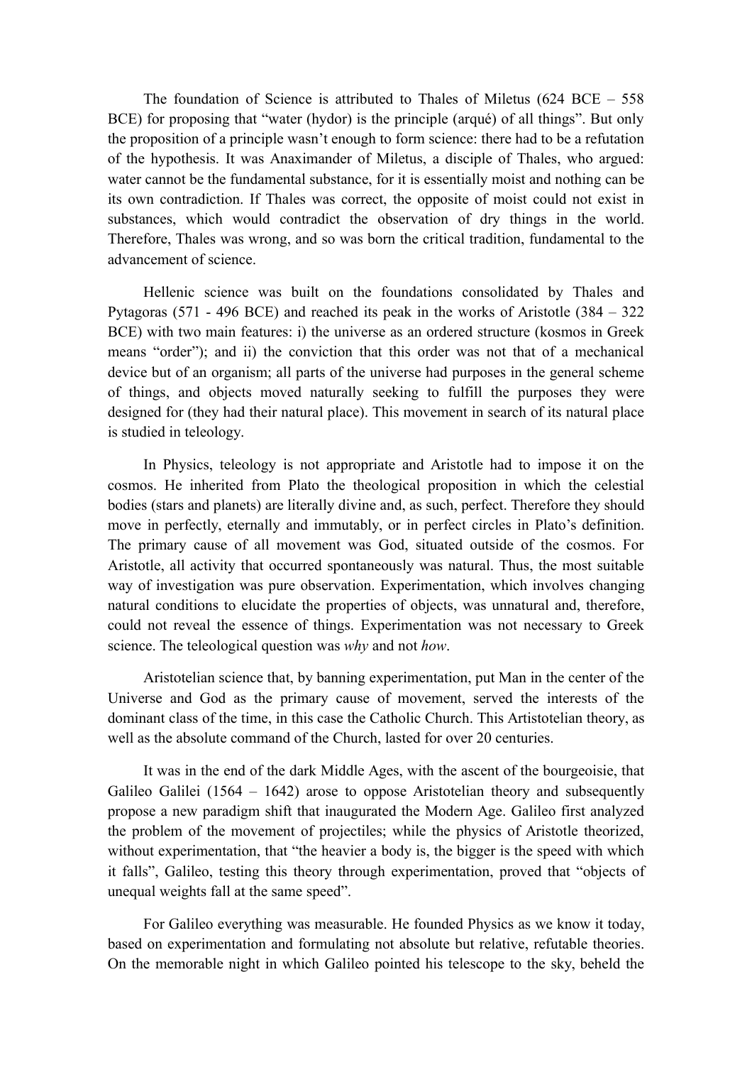The foundation of Science is attributed to Thales of Miletus (624 BCE – 558 BCE) for proposing that "water (hydor) is the principle (arqué) of all things". But only the proposition of a principle wasn't enough to form science: there had to be a refutation of the hypothesis. It was Anaximander of Miletus, a disciple of Thales, who argued: water cannot be the fundamental substance, for it is essentially moist and nothing can be its own contradiction. If Thales was correct, the opposite of moist could not exist in substances, which would contradict the observation of dry things in the world. Therefore, Thales was wrong, and so was born the critical tradition, fundamental to the advancement of science.

Hellenic science was built on the foundations consolidated by Thales and Pytagoras (571 - 496 BCE) and reached its peak in the works of Aristotle (384 – 322 BCE) with two main features: i) the universe as an ordered structure (kosmos in Greek means "order"); and ii) the conviction that this order was not that of a mechanical device but of an organism; all parts of the universe had purposes in the general scheme of things, and objects moved naturally seeking to fulfill the purposes they were designed for (they had their natural place). This movement in search of its natural place is studied in teleology.

In Physics, teleology is not appropriate and Aristotle had to impose it on the cosmos. He inherited from Plato the theological proposition in which the celestial bodies (stars and planets) are literally divine and, as such, perfect. Therefore they should move in perfectly, eternally and immutably, or in perfect circles in Plato's definition. The primary cause of all movement was God, situated outside of the cosmos. For Aristotle, all activity that occurred spontaneously was natural. Thus, the most suitable way of investigation was pure observation. Experimentation, which involves changing natural conditions to elucidate the properties of objects, was unnatural and, therefore, could not reveal the essence of things. Experimentation was not necessary to Greek science. The teleological question was *why* and not *how*.

Aristotelian science that, by banning experimentation, put Man in the center of the Universe and God as the primary cause of movement, served the interests of the dominant class of the time, in this case the Catholic Church. This Artistotelian theory, as well as the absolute command of the Church, lasted for over 20 centuries.

It was in the end of the dark Middle Ages, with the ascent of the bourgeoisie, that Galileo Galilei (1564 – 1642) arose to oppose Aristotelian theory and subsequently propose a new paradigm shift that inaugurated the Modern Age. Galileo first analyzed the problem of the movement of projectiles; while the physics of Aristotle theorized, without experimentation, that "the heavier a body is, the bigger is the speed with which it falls", Galileo, testing this theory through experimentation, proved that "objects of unequal weights fall at the same speed".

For Galileo everything was measurable. He founded Physics as we know it today, based on experimentation and formulating not absolute but relative, refutable theories. On the memorable night in which Galileo pointed his telescope to the sky, beheld the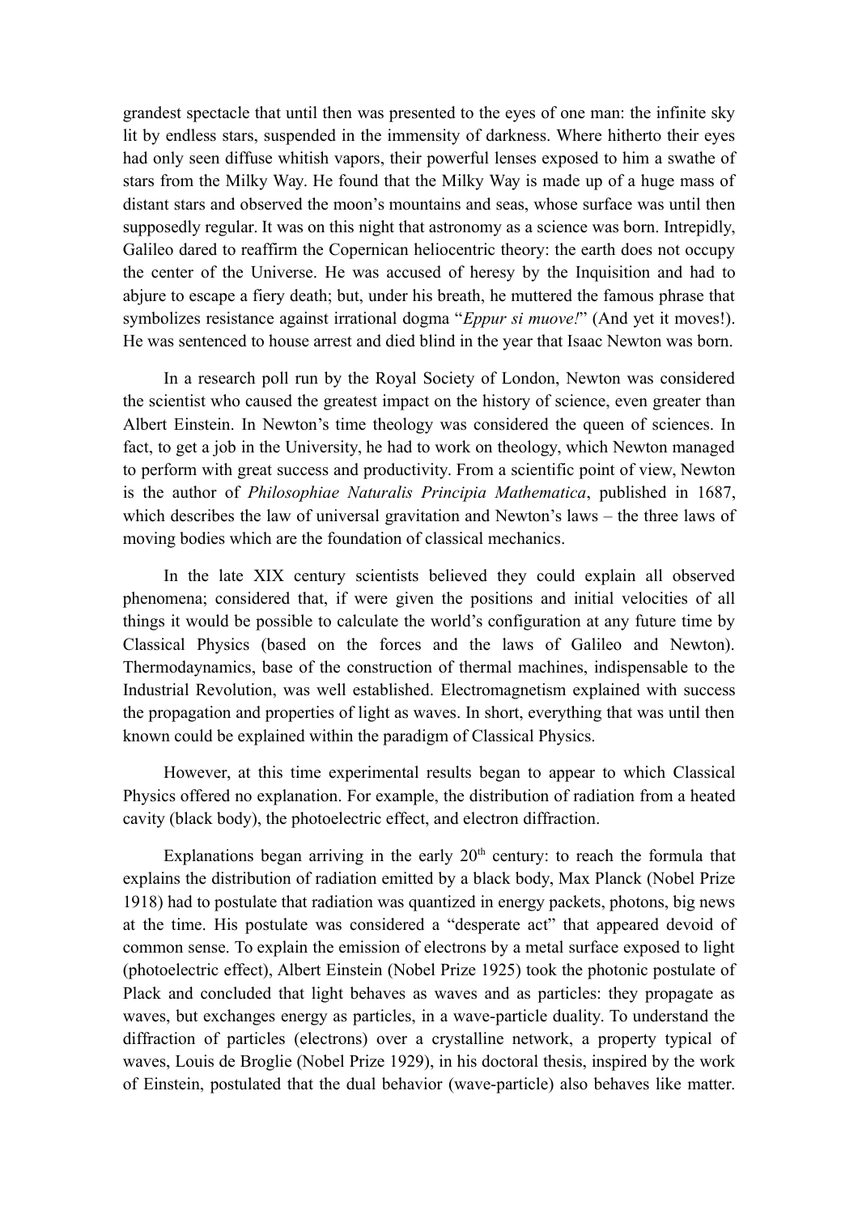grandest spectacle that until then was presented to the eyes of one man: the infinite sky lit by endless stars, suspended in the immensity of darkness. Where hitherto their eyes had only seen diffuse whitish vapors, their powerful lenses exposed to him a swathe of stars from the Milky Way. He found that the Milky Way is made up of a huge mass of distant stars and observed the moon's mountains and seas, whose surface was until then supposedly regular. It was on this night that astronomy as a science was born. Intrepidly, Galileo dared to reaffirm the Copernican heliocentric theory: the earth does not occupy the center of the Universe. He was accused of heresy by the Inquisition and had to abjure to escape a fiery death; but, under his breath, he muttered the famous phrase that symbolizes resistance against irrational dogma "*Eppur si muove!*" (And yet it moves!). He was sentenced to house arrest and died blind in the year that Isaac Newton was born.

In a research poll run by the Royal Society of London, Newton was considered the scientist who caused the greatest impact on the history of science, even greater than Albert Einstein. In Newton's time theology was considered the queen of sciences. In fact, to get a job in the University, he had to work on theology, which Newton managed to perform with great success and productivity. From a scientific point of view, Newton is the author of *Philosophiae Naturalis Principia Mathematica*, published in 1687, which describes the law of universal gravitation and Newton's laws – the three laws of moving bodies which are the foundation of classical mechanics.

In the late XIX century scientists believed they could explain all observed phenomena; considered that, if were given the positions and initial velocities of all things it would be possible to calculate the world's configuration at any future time by Classical Physics (based on the forces and the laws of Galileo and Newton). Thermodaynamics, base of the construction of thermal machines, indispensable to the Industrial Revolution, was well established. Electromagnetism explained with success the propagation and properties of light as waves. In short, everything that was until then known could be explained within the paradigm of Classical Physics.

However, at this time experimental results began to appear to which Classical Physics offered no explanation. For example, the distribution of radiation from a heated cavity (black body), the photoelectric effect, and electron diffraction.

Explanations began arriving in the early 20th century: to reach the formula that explains the distribution of radiation emitted by a black body, Max Planck (Nobel Prize 1918) had to postulate that radiation was quantized in energy packets, photons, big news at the time. His postulate was considered a "desperate act" that appeared devoid of common sense. To explain the emission of electrons by a metal surface exposed to light (photoelectric effect), Albert Einstein (Nobel Prize 1925) took the photonic postulate of Plack and concluded that light behaves as waves and as particles: they propagate as waves, but exchanges energy as particles, in a wave-particle duality. To understand the diffraction of particles (electrons) over a crystalline network, a property typical of waves, Louis de Broglie (Nobel Prize 1929), in his doctoral thesis, inspired by the work of Einstein, postulated that the dual behavior (wave-particle) also behaves like matter.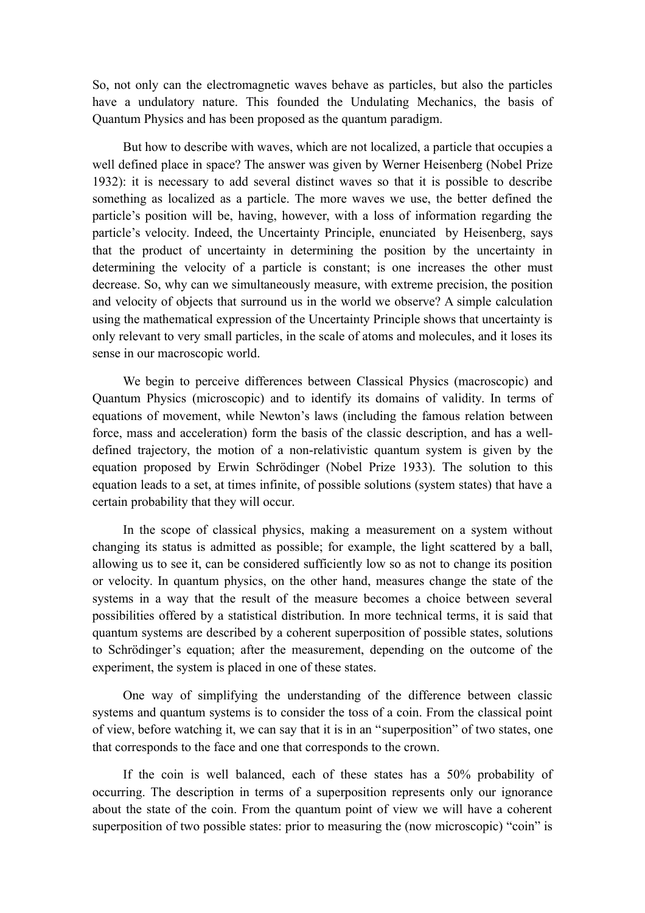So, not only can the electromagnetic waves behave as particles, but also the particles have a undulatory nature. This founded the Undulating Mechanics, the basis of Quantum Physics and has been proposed as the quantum paradigm.

But how to describe with waves, which are not localized, a particle that occupies a well defined place in space? The answer was given by Werner Heisenberg (Nobel Prize 1932): it is necessary to add several distinct waves so that it is possible to describe something as localized as a particle. The more waves we use, the better defined the particle's position will be, having, however, with a loss of information regarding the particle's velocity. Indeed, the Uncertainty Principle, enunciated by Heisenberg, says that the product of uncertainty in determining the position by the uncertainty in determining the velocity of a particle is constant; is one increases the other must decrease. So, why can we simultaneously measure, with extreme precision, the position and velocity of objects that surround us in the world we observe? A simple calculation using the mathematical expression of the Uncertainty Principle shows that uncertainty is only relevant to very small particles, in the scale of atoms and molecules, and it loses its sense in our macroscopic world.

We begin to perceive differences between Classical Physics (macroscopic) and Quantum Physics (microscopic) and to identify its domains of validity. In terms of equations of movement, while Newton's laws (including the famous relation between force, mass and acceleration) form the basis of the classic description, and has a well-defined trajectory, the motion of a non-relativistic quantum system is given by the equation proposed by Erwin Schrödinger (Nobel Prize 1933). The solution to this equation leads to a set, at times infinite, of possible solutions (system states) that have a certain probability that they will occur.

In the scope of classical physics, making a measurement on a system without changing its status is admitted as possible; for example, the light scattered by a ball, allowing us to see it, can be considered sufficiently low so as not to change its position or velocity. In quantum physics, on the other hand, measures change the state of the systems in a way that the result of the measure becomes a choice between several possibilities offered by a statistical distribution. In more technical terms, it is said that quantum systems are described by a coherent superposition of possible states, solutions to Schrödinger's equation; after the measurement, depending on the outcome of the experiment, the system is placed in one of these states.

One way of simplifying the understanding of the difference between classic systems and quantum systems is to consider the toss of a coin. From the classical point of view, before watching it, we can say that it is in an "superposition" of two states, one that corresponds to the face and one that corresponds to the crown.

If the coin is well balanced, each of these states has a 50% probability of occurring. The description in terms of a superposition represents only our ignorance about the state of the coin. From the quantum point of view we will have a coherent superposition of two possible states: prior to measuring the (now microscopic) "coin" is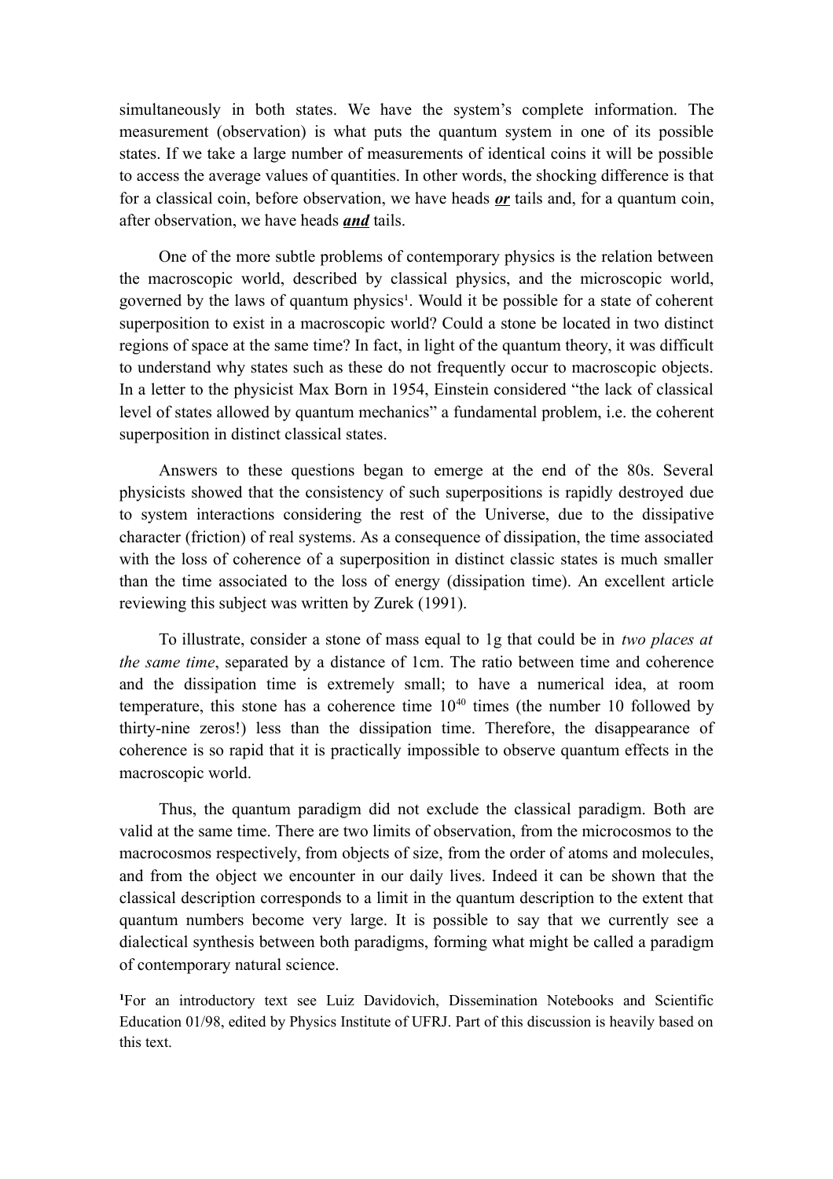simultaneously in both states. We have the system's complete information. The measurement (observation) is what puts the quantum system in one of its possible states. If we take a large number of measurements of identical coins it will be possible to access the average values of quantities. In other words, the shocking difference is that for a classical coin, before observation, we have heads ***or*** tails and, for a quantum coin, after observation, we have heads ***and*** tails.

One of the more subtle problems of contemporary physics is the relation between the macroscopic world, described by classical physics, and the microscopic world, governed by the laws of quantum physics[1]. Would it be possible for a state of coherent superposition to exist in a macroscopic world? Could a stone be located in two distinct regions of space at the same time? In fact, in light of the quantum theory, it was difficult to understand why states such as these do not frequently occur to macroscopic objects. In a letter to the physicist Max Born in 1954, Einstein considered "the lack of classical level of states allowed by quantum mechanics" a fundamental problem, i.e. the coherent superposition in distinct classical states.

Answers to these questions began to emerge at the end of the 80s. Several physicists showed that the consistency of such superpositions is rapidly destroyed due to system interactions considering the rest of the Universe, due to the dissipative character (friction) of real systems. As a consequence of dissipation, the time associated with the loss of coherence of a superposition in distinct classic states is much smaller than the time associated to the loss of energy (dissipation time). An excellent article reviewing this subject was written by Zurek (1991).

To illustrate, consider a stone of mass equal to 1g that could be in *two places at the same time*, separated by a distance of 1cm. The ratio between time and coherence and the dissipation time is extremely small; to have a numerical idea, at room temperature, this stone has a coherence time $10^{40}$ times (the number 10 followed by thirty-nine zeros!) less than the dissipation time. Therefore, the disappearance of coherence is so rapid that it is practically impossible to observe quantum effects in the macroscopic world.

Thus, the quantum paradigm did not exclude the classical paradigm. Both are valid at the same time. There are two limits of observation, from the microcosmos to the macrocosmos respectively, from objects of size, from the order of atoms and molecules, and from the object we encounter in our daily lives. Indeed it can be shown that the classical description corresponds to a limit in the quantum description to the extent that quantum numbers become very large. It is possible to say that we currently see a dialectical synthesis between both paradigms, forming what might be called a paradigm of contemporary natural science.

[1]For an introductory text see Luiz Davidovich, Dissemination Notebooks and Scientific Education 01/98, edited by Physics Institute of UFRJ. Part of this discussion is heavily based on this text.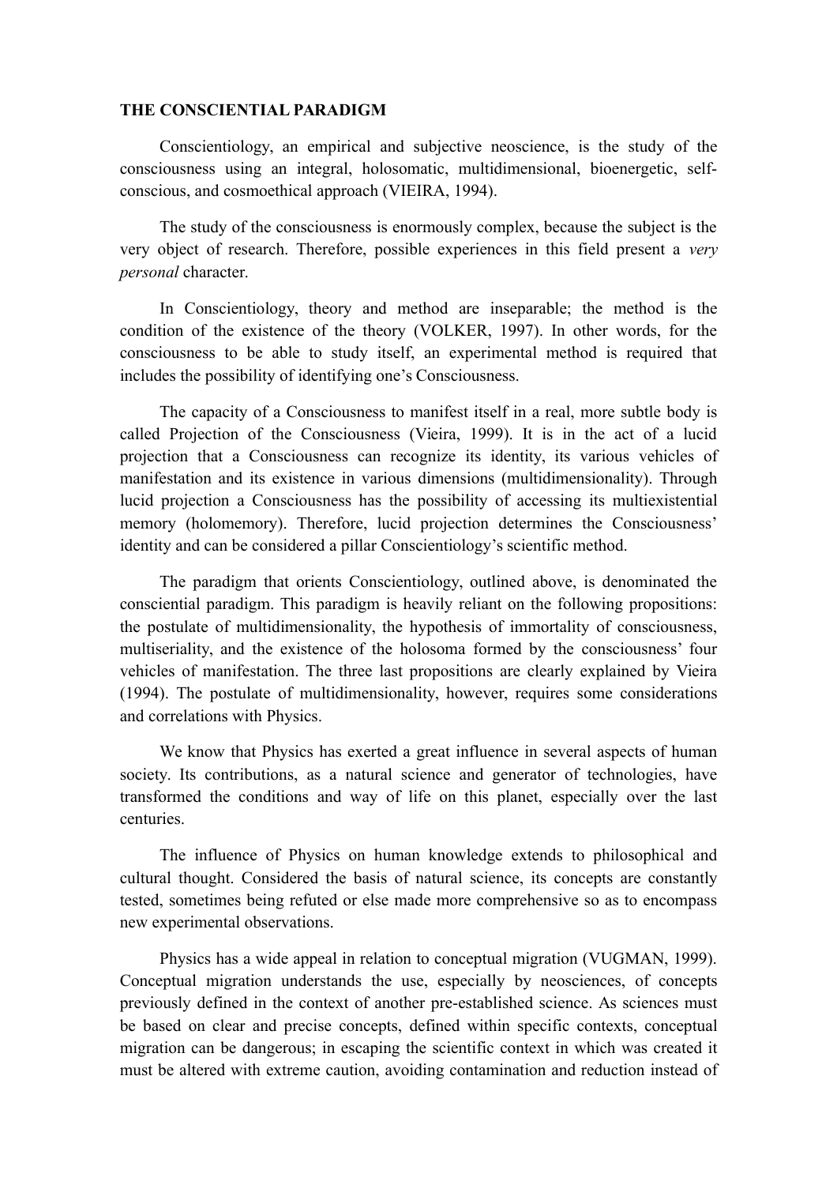**THE CONSCIENTIAL PARADIGM**

Conscientiology, an empirical and subjective neoscience, is the study of the consciousness using an integral, holosomatic, multidimensional, bioenergetic, self-conscious, and cosmoethical approach (VIEIRA, 1994).

The study of the consciousness is enormously complex, because the subject is the very object of research. Therefore, possible experiences in this field present a *very personal* character.

In Conscientiology, theory and method are inseparable; the method is the condition of the existence of the theory (VOLKER, 1997). In other words, for the consciousness to be able to study itself, an experimental method is required that includes the possibility of identifying one's Consciousness.

The capacity of a Consciousness to manifest itself in a real, more subtle body is called Projection of the Consciousness (Vieira, 1999). It is in the act of a lucid projection that a Consciousness can recognize its identity, its various vehicles of manifestation and its existence in various dimensions (multidimensionality). Through lucid projection a Consciousness has the possibility of accessing its multiexistential memory (holomemory). Therefore, lucid projection determines the Consciousness' identity and can be considered a pillar Conscientiology's scientific method.

The paradigm that orients Conscientiology, outlined above, is denominated the consciential paradigm. This paradigm is heavily reliant on the following propositions: the postulate of multidimensionality, the hypothesis of immortality of consciousness, multiseriality, and the existence of the holosoma formed by the consciousness' four vehicles of manifestation. The three last propositions are clearly explained by Vieira (1994). The postulate of multidimensionality, however, requires some considerations and correlations with Physics.

We know that Physics has exerted a great influence in several aspects of human society. Its contributions, as a natural science and generator of technologies, have transformed the conditions and way of life on this planet, especially over the last centuries.

The influence of Physics on human knowledge extends to philosophical and cultural thought. Considered the basis of natural science, its concepts are constantly tested, sometimes being refuted or else made more comprehensive so as to encompass new experimental observations.

Physics has a wide appeal in relation to conceptual migration (VUGMAN, 1999). Conceptual migration understands the use, especially by neosciences, of concepts previously defined in the context of another pre-established science. As sciences must be based on clear and precise concepts, defined within specific contexts, conceptual migration can be dangerous; in escaping the scientific context in which was created it must be altered with extreme caution, avoiding contamination and reduction instead of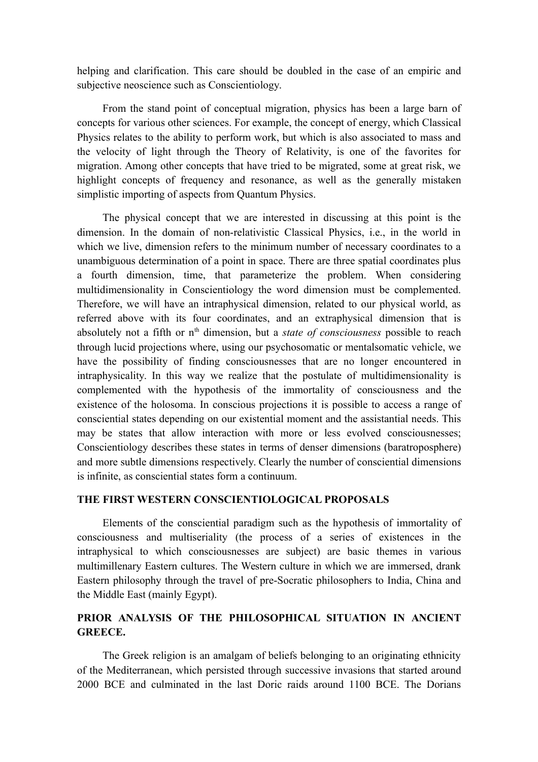helping and clarification. This care should be doubled in the case of an empiric and subjective neoscience such as Conscientiology.

From the stand point of conceptual migration, physics has been a large barn of concepts for various other sciences. For example, the concept of energy, which Classical Physics relates to the ability to perform work, but which is also associated to mass and the velocity of light through the Theory of Relativity, is one of the favorites for migration. Among other concepts that have tried to be migrated, some at great risk, we highlight concepts of frequency and resonance, as well as the generally mistaken simplistic importing of aspects from Quantum Physics.

The physical concept that we are interested in discussing at this point is the dimension. In the domain of non-relativistic Classical Physics, i.e., in the world in which we live, dimension refers to the minimum number of necessary coordinates to a unambiguous determination of a point in space. There are three spatial coordinates plus a fourth dimension, time, that parameterize the problem. When considering multidimensionality in Conscientiology the word dimension must be complemented. Therefore, we will have an intraphysical dimension, related to our physical world, as referred above with its four coordinates, and an extraphysical dimension that is absolutely not a fifth or $n^{th}$ dimension, but a *state of consciousness* possible to reach through lucid projections where, using our psychosomatic or mentalsomatic vehicle, we have the possibility of finding consciousnesses that are no longer encountered in intraphysicality. In this way we realize that the postulate of multidimensionality is complemented with the hypothesis of the immortality of consciousness and the existence of the holosoma. In conscious projections it is possible to access a range of consciential states depending on our existential moment and the assistantial needs. This may be states that allow interaction with more or less evolved consciousnesses; Conscientiology describes these states in terms of denser dimensions (baratroposphere) and more subtle dimensions respectively. Clearly the number of consciential dimensions is infinite, as consciential states form a continuum.

## THE FIRST WESTERN CONSCIENTIOLOGICAL PROPOSALS

Elements of the consciential paradigm such as the hypothesis of immortality of consciousness and multiseriality (the process of a series of existences in the intraphysical to which consciousnesses are subject) are basic themes in various multimillenary Eastern cultures. The Western culture in which we are immersed, drank Eastern philosophy through the travel of pre-Socratic philosophers to India, China and the Middle East (mainly Egypt).

## PRIOR ANALYSIS OF THE PHILOSOPHICAL SITUATION IN ANCIENT GREECE.

The Greek religion is an amalgam of beliefs belonging to an originating ethnicity of the Mediterranean, which persisted through successive invasions that started around 2000 BCE and culminated in the last Doric raids around 1100 BCE. The Dorians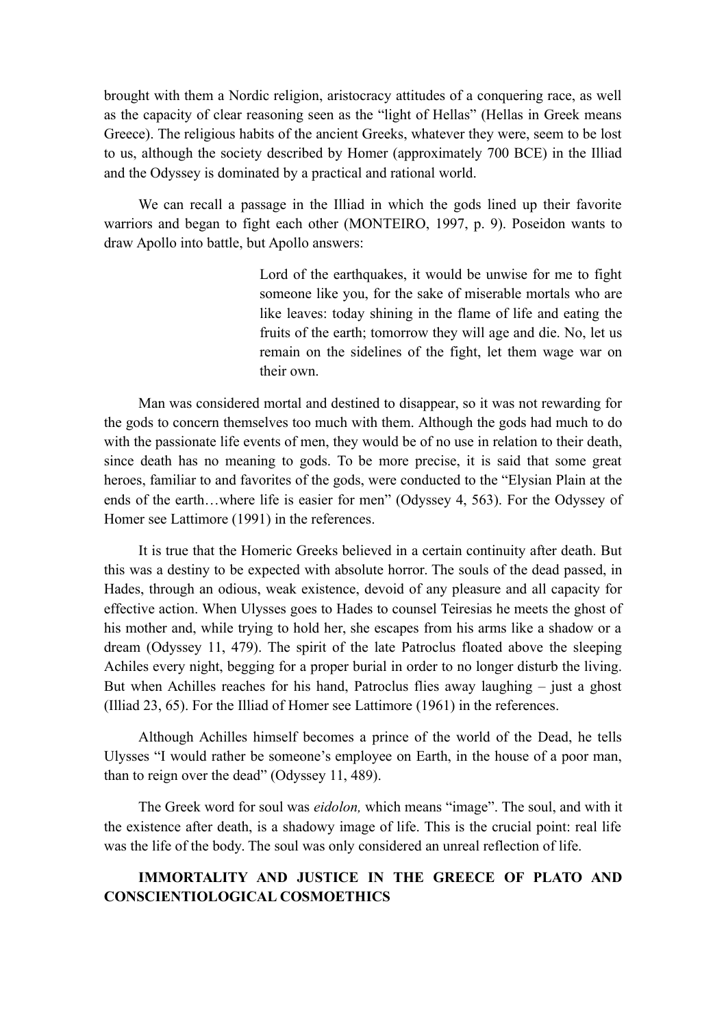brought with them a Nordic religion, aristocracy attitudes of a conquering race, as well as the capacity of clear reasoning seen as the "light of Hellas" (Hellas in Greek means Greece). The religious habits of the ancient Greeks, whatever they were, seem to be lost to us, although the society described by Homer (approximately 700 BCE) in the Illiad and the Odyssey is dominated by a practical and rational world.

We can recall a passage in the Illiad in which the gods lined up their favorite warriors and began to fight each other (MONTEIRO, 1997, p. 9). Poseidon wants to draw Apollo into battle, but Apollo answers:

> Lord of the earthquakes, it would be unwise for me to fight someone like you, for the sake of miserable mortals who are like leaves: today shining in the flame of life and eating the fruits of the earth; tomorrow they will age and die. No, let us remain on the sidelines of the fight, let them wage war on their own.

Man was considered mortal and destined to disappear, so it was not rewarding for the gods to concern themselves too much with them. Although the gods had much to do with the passionate life events of men, they would be of no use in relation to their death, since death has no meaning to gods. To be more precise, it is said that some great heroes, familiar to and favorites of the gods, were conducted to the "Elysian Plain at the ends of the earth…where life is easier for men" (Odyssey 4, 563). For the Odyssey of Homer see Lattimore (1991) in the references.

It is true that the Homeric Greeks believed in a certain continuity after death. But this was a destiny to be expected with absolute horror. The souls of the dead passed, in Hades, through an odious, weak existence, devoid of any pleasure and all capacity for effective action. When Ulysses goes to Hades to counsel Teiresias he meets the ghost of his mother and, while trying to hold her, she escapes from his arms like a shadow or a dream (Odyssey 11, 479). The spirit of the late Patroclus floated above the sleeping Achiles every night, begging for a proper burial in order to no longer disturb the living. But when Achilles reaches for his hand, Patroclus flies away laughing – just a ghost (Illiad 23, 65). For the Illiad of Homer see Lattimore (1961) in the references.

Although Achilles himself becomes a prince of the world of the Dead, he tells Ulysses "I would rather be someone's employee on Earth, in the house of a poor man, than to reign over the dead" (Odyssey 11, 489).

The Greek word for soul was *eidolon,* which means "image". The soul, and with it the existence after death, is a shadowy image of life. This is the crucial point: real life was the life of the body. The soul was only considered an unreal reflection of life.

## IMMORTALITY AND JUSTICE IN THE GREECE OF PLATO AND CONSCIENTIOLOGICAL COSMOETHICS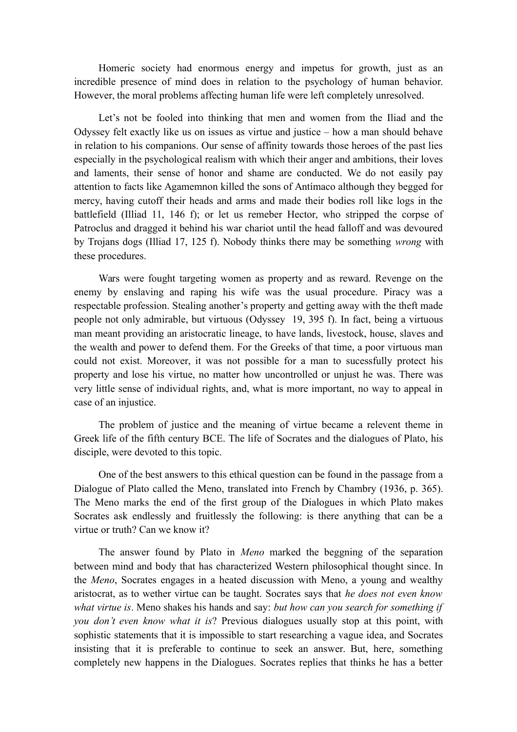Homeric society had enormous energy and impetus for growth, just as an incredible presence of mind does in relation to the psychology of human behavior. However, the moral problems affecting human life were left completely unresolved.

Let's not be fooled into thinking that men and women from the Iliad and the Odyssey felt exactly like us on issues as virtue and justice – how a man should behave in relation to his companions. Our sense of affinity towards those heroes of the past lies especially in the psychological realism with which their anger and ambitions, their loves and laments, their sense of honor and shame are conducted. We do not easily pay attention to facts like Agamemnon killed the sons of Antímaco although they begged for mercy, having cutoff their heads and arms and made their bodies roll like logs in the battlefield (Illiad 11, 146 f); or let us remeber Hector, who stripped the corpse of Patroclus and dragged it behind his war chariot until the head falloff and was devoured by Trojans dogs (Illiad 17, 125 f). Nobody thinks there may be something *wrong* with these procedures.

Wars were fought targeting women as property and as reward. Revenge on the enemy by enslaving and raping his wife was the usual procedure. Piracy was a respectable profession. Stealing another's property and getting away with the theft made people not only admirable, but virtuous (Odyssey 19, 395 f). In fact, being a virtuous man meant providing an aristocratic lineage, to have lands, livestock, house, slaves and the wealth and power to defend them. For the Greeks of that time, a poor virtuous man could not exist. Moreover, it was not possible for a man to sucessfully protect his property and lose his virtue, no matter how uncontrolled or unjust he was. There was very little sense of individual rights, and, what is more important, no way to appeal in case of an injustice.

The problem of justice and the meaning of virtue became a relevent theme in Greek life of the fifth century BCE. The life of Socrates and the dialogues of Plato, his disciple, were devoted to this topic.

One of the best answers to this ethical question can be found in the passage from a Dialogue of Plato called the Meno, translated into French by Chambry (1936, p. 365). The Meno marks the end of the first group of the Dialogues in which Plato makes Socrates ask endlessly and fruitlessly the following: is there anything that can be a virtue or truth? Can we know it?

The answer found by Plato in *Meno* marked the beggning of the separation between mind and body that has characterized Western philosophical thought since. In the *Meno*, Socrates engages in a heated discussion with Meno, a young and wealthy aristocrat, as to wether virtue can be taught. Socrates says that *he does not even know what virtue is*. Meno shakes his hands and say: *but how can you search for something if you don't even know what it is*? Previous dialogues usually stop at this point, with sophistic statements that it is impossible to start researching a vague idea, and Socrates insisting that it is preferable to continue to seek an answer. But, here, something completely new happens in the Dialogues. Socrates replies that thinks he has a better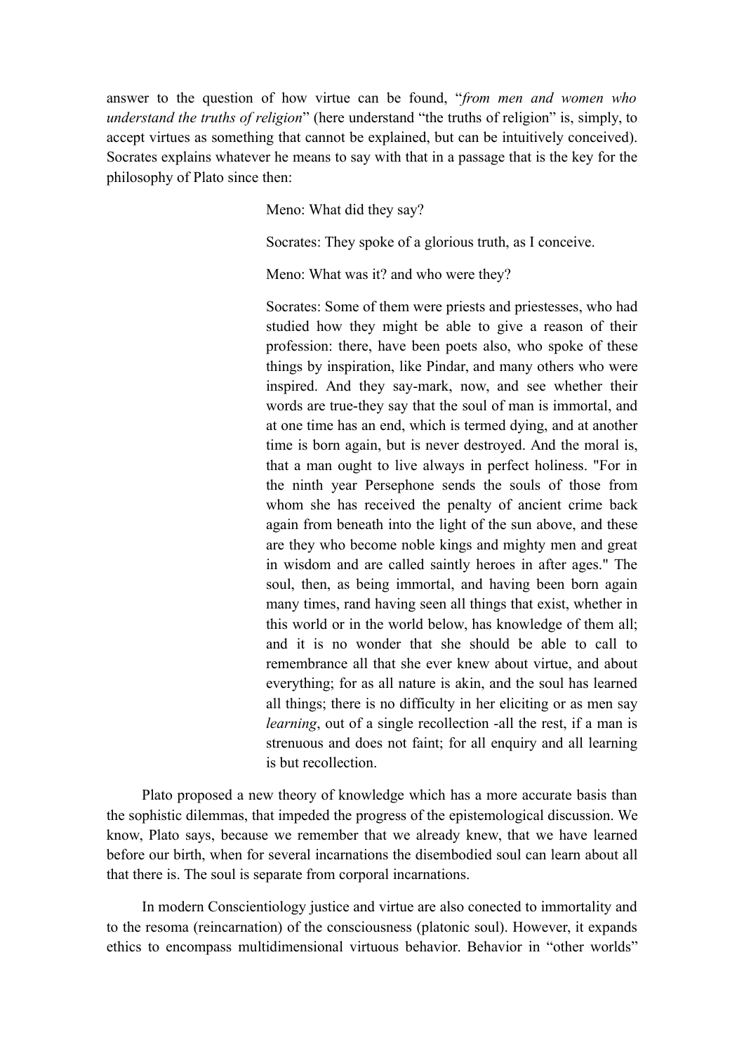answer to the question of how virtue can be found, "*from men and women who understand the truths of religion*" (here understand "the truths of religion" is, simply, to accept virtues as something that cannot be explained, but can be intuitively conceived). Socrates explains whatever he means to say with that in a passage that is the key for the philosophy of Plato since then:

> Meno: What did they say?
>
> Socrates: They spoke of a glorious truth, as I conceive.
>
> Meno: What was it? and who were they?
>
> Socrates: Some of them were priests and priestesses, who had studied how they might be able to give a reason of their profession: there, have been poets also, who spoke of these things by inspiration, like Pindar, and many others who were inspired. And they say-mark, now, and see whether their words are true-they say that the soul of man is immortal, and at one time has an end, which is termed dying, and at another time is born again, but is never destroyed. And the moral is, that a man ought to live always in perfect holiness. "For in the ninth year Persephone sends the souls of those from whom she has received the penalty of ancient crime back again from beneath into the light of the sun above, and these are they who become noble kings and mighty men and great in wisdom and are called saintly heroes in after ages." The soul, then, as being immortal, and having been born again many times, rand having seen all things that exist, whether in this world or in the world below, has knowledge of them all; and it is no wonder that she should be able to call to remembrance all that she ever knew about virtue, and about everything; for as all nature is akin, and the soul has learned all things; there is no difficulty in her eliciting or as men say *learning*, out of a single recollection -all the rest, if a man is strenuous and does not faint; for all enquiry and all learning is but recollection.

Plato proposed a new theory of knowledge which has a more accurate basis than the sophistic dilemmas, that impeded the progress of the epistemological discussion. We know, Plato says, because we remember that we already knew, that we have learned before our birth, when for several incarnations the disembodied soul can learn about all that there is. The soul is separate from corporal incarnations.

In modern Conscientiology justice and virtue are also conected to immortality and to the resoma (reincarnation) of the consciousness (platonic soul). However, it expands ethics to encompass multidimensional virtuous behavior. Behavior in "other worlds"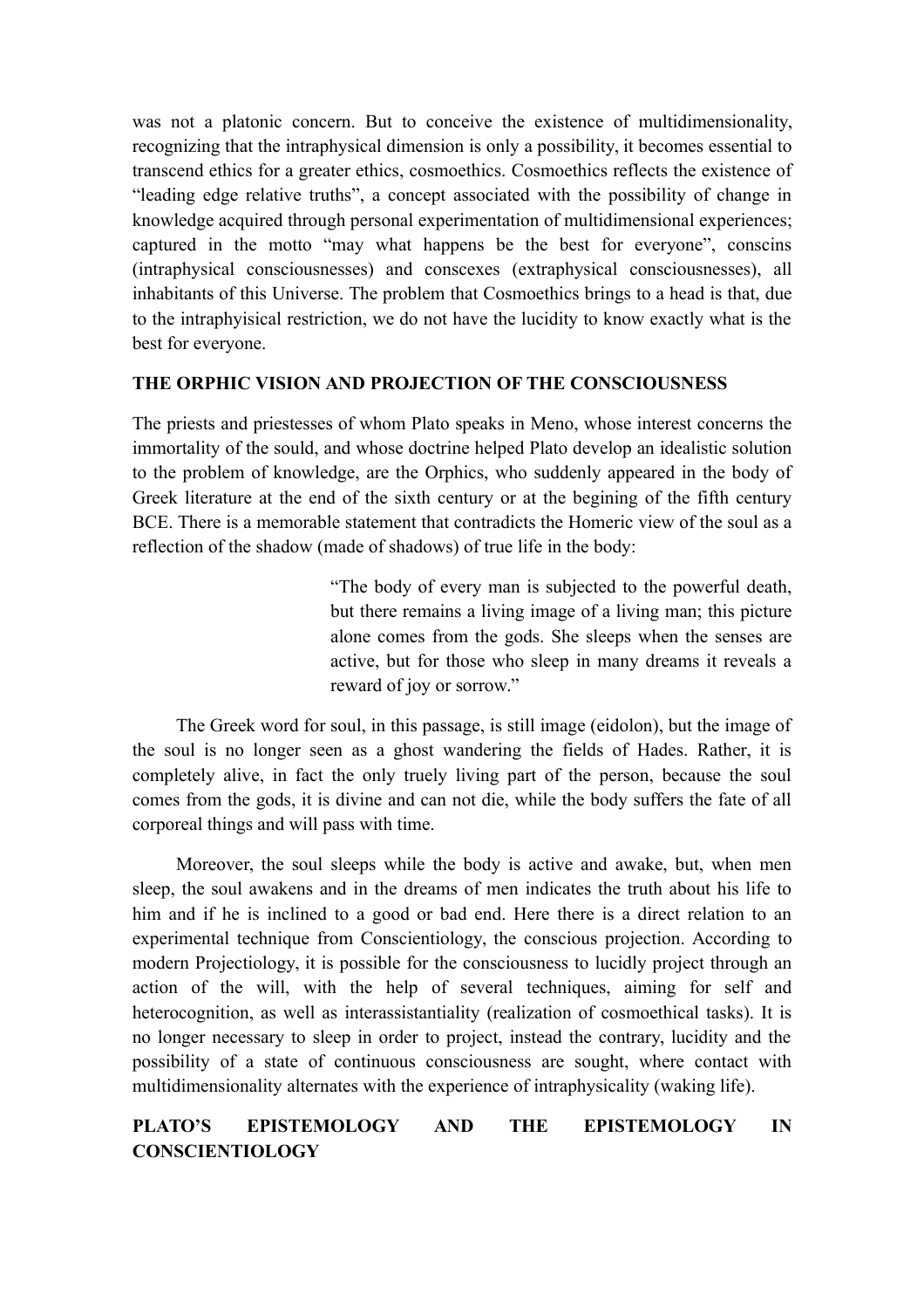was not a platonic concern. But to conceive the existence of multidimensionality, recognizing that the intraphysical dimension is only a possibility, it becomes essential to transcend ethics for a greater ethics, cosmoethics. Cosmoethics reflects the existence of "leading edge relative truths", a concept associated with the possibility of change in knowledge acquired through personal experimentation of multidimensional experiences; captured in the motto "may what happens be the best for everyone", conscins (intraphysical consciousnesses) and conscexes (extraphysical consciousnesses), all inhabitants of this Universe. The problem that Cosmoethics brings to a head is that, due to the intraphyisical restriction, we do not have the lucidity to know exactly what is the best for everyone.

## THE ORPHIC VISION AND PROJECTION OF THE CONSCIOUSNESS

The priests and priestesses of whom Plato speaks in Meno, whose interest concerns the immortality of the sould, and whose doctrine helped Plato develop an idealistic solution to the problem of knowledge, are the Orphics, who suddenly appeared in the body of Greek literature at the end of the sixth century or at the begining of the fifth century BCE. There is a memorable statement that contradicts the Homeric view of the soul as a reflection of the shadow (made of shadows) of true life in the body:

> "The body of every man is subjected to the powerful death, but there remains a living image of a living man; this picture alone comes from the gods. She sleeps when the senses are active, but for those who sleep in many dreams it reveals a reward of joy or sorrow."

The Greek word for soul, in this passage, is still image (eidolon), but the image of the soul is no longer seen as a ghost wandering the fields of Hades. Rather, it is completely alive, in fact the only truely living part of the person, because the soul comes from the gods, it is divine and can not die, while the body suffers the fate of all corporeal things and will pass with time.

Moreover, the soul sleeps while the body is active and awake, but, when men sleep, the soul awakens and in the dreams of men indicates the truth about his life to him and if he is inclined to a good or bad end. Here there is a direct relation to an experimental technique from Conscientiology, the conscious projection. According to modern Projectiology, it is possible for the consciousness to lucidly project through an action of the will, with the help of several techniques, aiming for self and heterocognition, as well as interassistantiality (realization of cosmoethical tasks). It is no longer necessary to sleep in order to project, instead the contrary, lucidity and the possibility of a state of continuous consciousness are sought, where contact with multidimensionality alternates with the experience of intraphysicality (waking life).

## PLATO'S EPISTEMOLOGY AND THE EPISTEMOLOGY IN CONSCIENTIOLOGY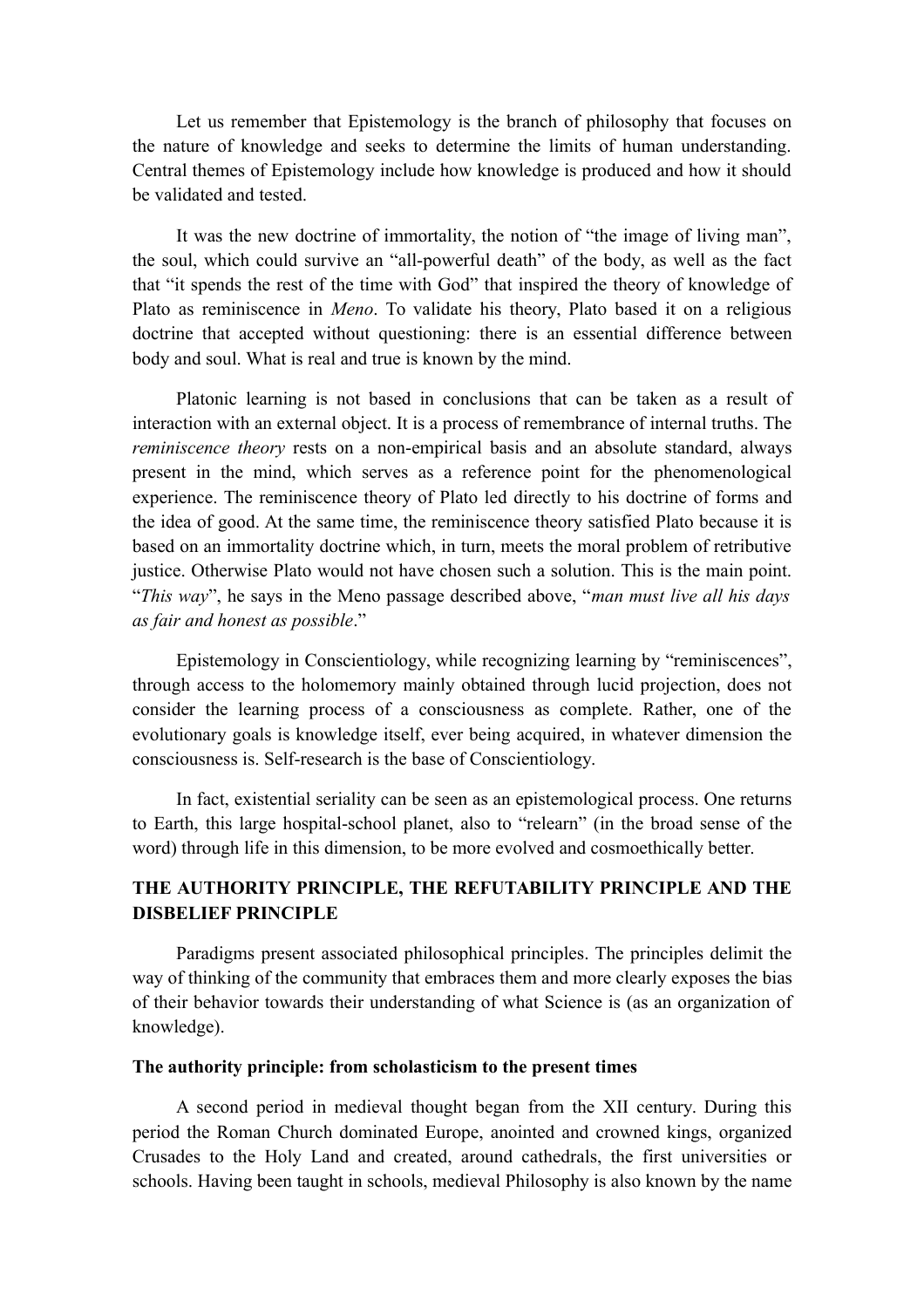Let us remember that Epistemology is the branch of philosophy that focuses on the nature of knowledge and seeks to determine the limits of human understanding. Central themes of Epistemology include how knowledge is produced and how it should be validated and tested.

It was the new doctrine of immortality, the notion of "the image of living man", the soul, which could survive an "all-powerful death" of the body, as well as the fact that "it spends the rest of the time with God" that inspired the theory of knowledge of Plato as reminiscence in *Meno*. To validate his theory, Plato based it on a religious doctrine that accepted without questioning: there is an essential difference between body and soul. What is real and true is known by the mind.

Platonic learning is not based in conclusions that can be taken as a result of interaction with an external object. It is a process of remembrance of internal truths. The *reminiscence theory* rests on a non-empirical basis and an absolute standard, always present in the mind, which serves as a reference point for the phenomenological experience. The reminiscence theory of Plato led directly to his doctrine of forms and the idea of good. At the same time, the reminiscence theory satisfied Plato because it is based on an immortality doctrine which, in turn, meets the moral problem of retributive justice. Otherwise Plato would not have chosen such a solution. This is the main point. "*This way*", he says in the Meno passage described above, "*man must live all his days as fair and honest as possible*."

Epistemology in Conscientiology, while recognizing learning by "reminiscences", through access to the holomemory mainly obtained through lucid projection, does not consider the learning process of a consciousness as complete. Rather, one of the evolutionary goals is knowledge itself, ever being acquired, in whatever dimension the consciousness is. Self-research is the base of Conscientiology.

In fact, existential seriality can be seen as an epistemological process. One returns to Earth, this large hospital-school planet, also to "relearn" (in the broad sense of the word) through life in this dimension, to be more evolved and cosmoethically better.

## THE AUTHORITY PRINCIPLE, THE REFUTABILITY PRINCIPLE AND THE DISBELIEF PRINCIPLE

Paradigms present associated philosophical principles. The principles delimit the way of thinking of the community that embraces them and more clearly exposes the bias of their behavior towards their understanding of what Science is (as an organization of knowledge).

### The authority principle: from scholasticism to the present times

A second period in medieval thought began from the XII century. During this period the Roman Church dominated Europe, anointed and crowned kings, organized Crusades to the Holy Land and created, around cathedrals, the first universities or schools. Having been taught in schools, medieval Philosophy is also known by the name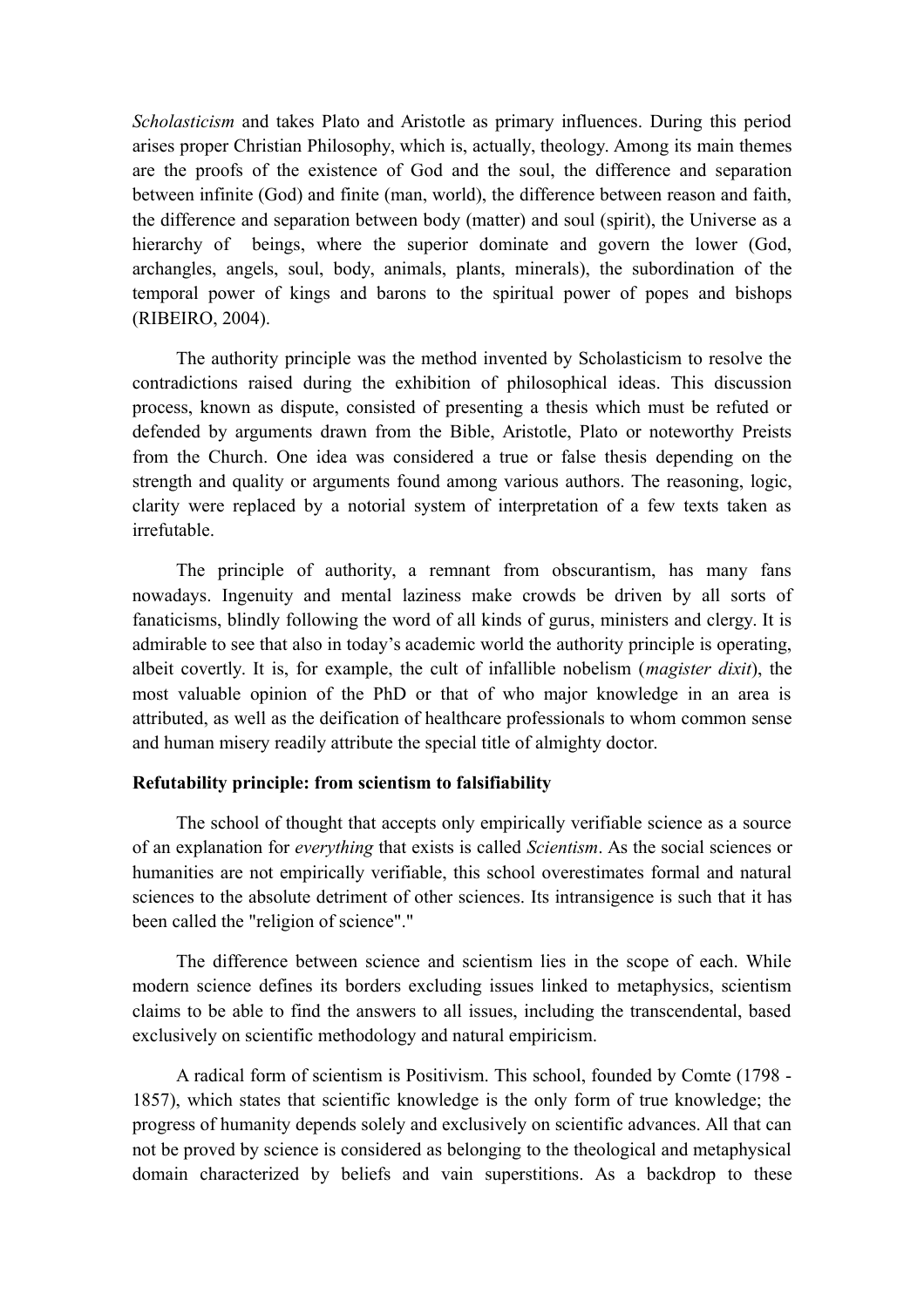*Scholasticism* and takes Plato and Aristotle as primary influences. During this period arises proper Christian Philosophy, which is, actually, theology. Among its main themes are the proofs of the existence of God and the soul, the difference and separation between infinite (God) and finite (man, world), the difference between reason and faith, the difference and separation between body (matter) and soul (spirit), the Universe as a hierarchy of beings, where the superior dominate and govern the lower (God, archangles, angels, soul, body, animals, plants, minerals), the subordination of the temporal power of kings and barons to the spiritual power of popes and bishops (RIBEIRO, 2004).

The authority principle was the method invented by Scholasticism to resolve the contradictions raised during the exhibition of philosophical ideas. This discussion process, known as dispute, consisted of presenting a thesis which must be refuted or defended by arguments drawn from the Bible, Aristotle, Plato or noteworthy Preists from the Church. One idea was considered a true or false thesis depending on the strength and quality or arguments found among various authors. The reasoning, logic, clarity were replaced by a notorial system of interpretation of a few texts taken as irrefutable.

The principle of authority, a remnant from obscurantism, has many fans nowadays. Ingenuity and mental laziness make crowds be driven by all sorts of fanaticisms, blindly following the word of all kinds of gurus, ministers and clergy. It is admirable to see that also in today's academic world the authority principle is operating, albeit covertly. It is, for example, the cult of infallible nobelism (*magister dixit*), the most valuable opinion of the PhD or that of who major knowledge in an area is attributed, as well as the deification of healthcare professionals to whom common sense and human misery readily attribute the special title of almighty doctor.

**Refutability principle: from scientism to falsifiability**

The school of thought that accepts only empirically verifiable science as a source of an explanation for *everything* that exists is called *Scientism*. As the social sciences or humanities are not empirically verifiable, this school overestimates formal and natural sciences to the absolute detriment of other sciences. Its intransigence is such that it has been called the "religion of science"."

The difference between science and scientism lies in the scope of each. While modern science defines its borders excluding issues linked to metaphysics, scientism claims to be able to find the answers to all issues, including the transcendental, based exclusively on scientific methodology and natural empiricism.

A radical form of scientism is Positivism. This school, founded by Comte (1798 - 1857), which states that scientific knowledge is the only form of true knowledge; the progress of humanity depends solely and exclusively on scientific advances. All that can not be proved by science is considered as belonging to the theological and metaphysical domain characterized by beliefs and vain superstitions. As a backdrop to these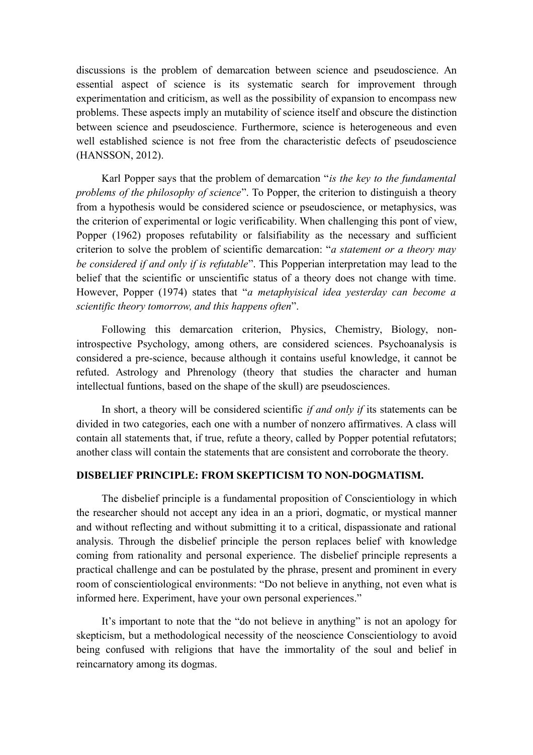discussions is the problem of demarcation between science and pseudoscience. An essential aspect of science is its systematic search for improvement through experimentation and criticism, as well as the possibility of expansion to encompass new problems. These aspects imply an mutability of science itself and obscure the distinction between science and pseudoscience. Furthermore, science is heterogeneous and even well established science is not free from the characteristic defects of pseudoscience (HANSSON, 2012).

Karl Popper says that the problem of demarcation "*is the key to the fundamental problems of the philosophy of science*". To Popper, the criterion to distinguish a theory from a hypothesis would be considered science or pseudoscience, or metaphysics, was the criterion of experimental or logic verificability. When challenging this pont of view, Popper (1962) proposes refutability or falsifiability as the necessary and sufficient criterion to solve the problem of scientific demarcation: "*a statement or a theory may be considered if and only if is refutable*". This Popperian interpretation may lead to the belief that the scientific or unscientific status of a theory does not change with time. However, Popper (1974) states that "*a metaphyisical idea yesterday can become a scientific theory tomorrow, and this happens often*".

Following this demarcation criterion, Physics, Chemistry, Biology, non-introspective Psychology, among others, are considered sciences. Psychoanalysis is considered a pre-science, because although it contains useful knowledge, it cannot be refuted. Astrology and Phrenology (theory that studies the character and human intellectual funtions, based on the shape of the skull) are pseudosciences.

In short, a theory will be considered scientific *if and only if* its statements can be divided in two categories, each one with a number of nonzero affirmatives. A class will contain all statements that, if true, refute a theory, called by Popper potential refutators; another class will contain the statements that are consistent and corroborate the theory.

## DISBELIEF PRINCIPLE: FROM SKEPTICISM TO NON-DOGMATISM.

The disbelief principle is a fundamental proposition of Conscientiology in which the researcher should not accept any idea in an a priori, dogmatic, or mystical manner and without reflecting and without submitting it to a critical, dispassionate and rational analysis. Through the disbelief principle the person replaces belief with knowledge coming from rationality and personal experience. The disbelief principle represents a practical challenge and can be postulated by the phrase, present and prominent in every room of conscientiological environments: "Do not believe in anything, not even what is informed here. Experiment, have your own personal experiences."

It's important to note that the "do not believe in anything" is not an apology for skepticism, but a methodological necessity of the neoscience Conscientiology to avoid being confused with religions that have the immortality of the soul and belief in reincarnatory among its dogmas.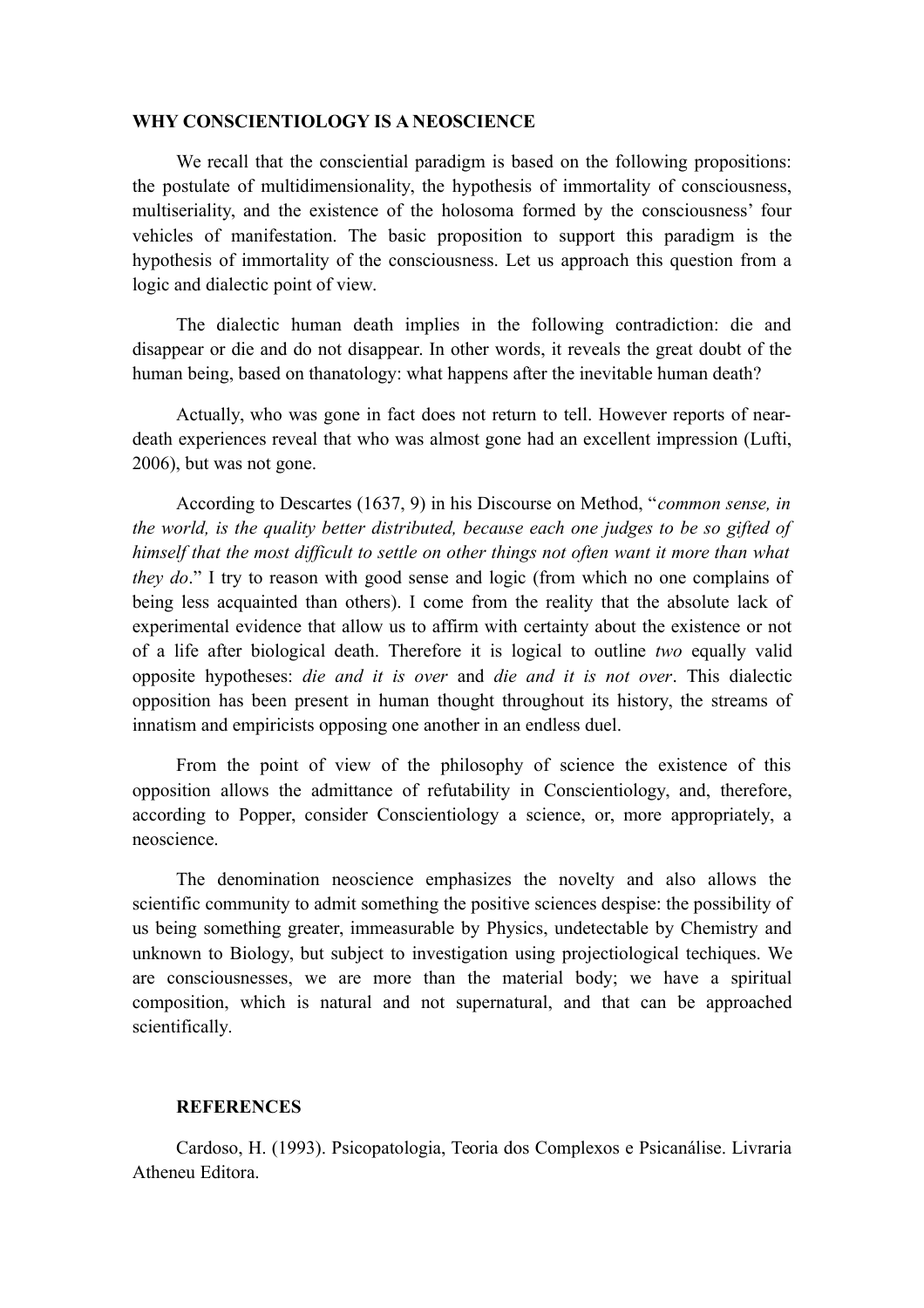## WHY CONSCIENTIOLOGY IS A NEOSCIENCE

We recall that the conscientiał paradigm is based on the following propositions: the postulate of multidimensionality, the hypothesis of immortality of consciousness, multiseriality, and the existence of the holosoma formed by the consciousness' four vehicles of manifestation. The basic proposition to support this paradigm is the hypothesis of immortality of the consciousness. Let us approach this question from a logic and dialectic point of view.

The dialectic human death implies in the following contradiction: die and disappear or die and do not disappear. In other words, it reveals the great doubt of the human being, based on thanatology: what happens after the inevitable human death?

Actually, who was gone in fact does not return to tell. However reports of near-death experiences reveal that who was almost gone had an excellent impression (Lufti, 2006), but was not gone.

According to Descartes (1637, 9) in his Discourse on Method, "*common sense, in the world, is the quality better distributed, because each one judges to be so gifted of himself that the most difficult to settle on other things not often want it more than what they do*." I try to reason with good sense and logic (from which no one complains of being less acquainted than others). I come from the reality that the absolute lack of experimental evidence that allow us to affirm with certainty about the existence or not of a life after biological death. Therefore it is logical to outline *two* equally valid opposite hypotheses: *die and it is over* and *die and it is not over*. This dialectic opposition has been present in human thought throughout its history, the streams of innatism and empiricists opposing one another in an endless duel.

From the point of view of the philosophy of science the existence of this opposition allows the admittance of refutability in Conscientiology, and, therefore, according to Popper, consider Conscientiology a science, or, more appropriately, a neoscience.

The denomination neoscience emphasizes the novelty and also allows the scientific community to admit something the positive sciences despise: the possibility of us being something greater, immeasurable by Physics, undetectable by Chemistry and unknown to Biology, but subject to investigation using projectiological techiques. We are consciousnesses, we are more than the material body; we have a spiritual composition, which is natural and not supernatural, and that can be approached scientifically.

## REFERENCES

Cardoso, H. (1993). Psicopatologia, Teoria dos Complexos e Psicanálise. Livraria Atheneu Editora.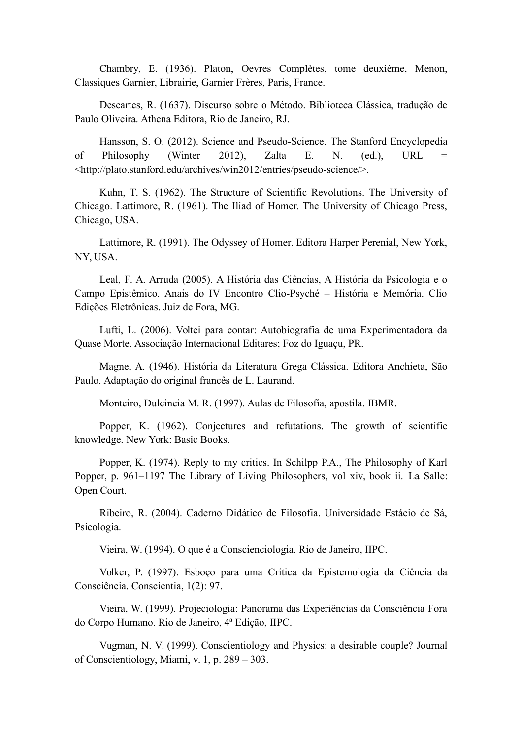Chambry, E. (1936). Platon, Oevres Complètes, tome deuxième, Menon, Classiques Garnier, Librairie, Garnier Frères, Paris, France.

Descartes, R. (1637). Discurso sobre o Método. Biblioteca Clássica, tradução de Paulo Oliveira. Athena Editora, Rio de Janeiro, RJ.

Hansson, S. O. (2012). Science and Pseudo-Science. The Stanford Encyclopedia of Philosophy (Winter 2012), Zalta E. N. (ed.), URL = <http://plato.stanford.edu/archives/win2012/entries/pseudo-science/>.

Kuhn, T. S. (1962). The Structure of Scientific Revolutions. The University of Chicago. Lattimore, R. (1961). The Iliad of Homer. The University of Chicago Press, Chicago, USA.

Lattimore, R. (1991). The Odyssey of Homer. Editora Harper Perenial, New York, NY, USA.

Leal, F. A. Arruda (2005). A História das Ciências, A História da Psicologia e o Campo Epistêmico. Anais do IV Encontro Clio-Psyché – História e Memória. Clio Edições Eletrônicas. Juiz de Fora, MG.

Lufti, L. (2006). Voltei para contar: Autobiografia de uma Experimentadora da Quase Morte. Associação Internacional Editares; Foz do Iguaçu, PR.

Magne, A. (1946). História da Literatura Grega Clássica. Editora Anchieta, São Paulo. Adaptação do original francês de L. Laurand.

Monteiro, Dulcineia M. R. (1997). Aulas de Filosofia, apostila. IBMR.

Popper, K. (1962). Conjectures and refutations. The growth of scientific knowledge. New York: Basic Books.

Popper, K. (1974). Reply to my critics. In Schilpp P.A., The Philosophy of Karl Popper, p. 961–1197 The Library of Living Philosophers, vol xiv, book ii. La Salle: Open Court.

Ribeiro, R. (2004). Caderno Didático de Filosofia. Universidade Estácio de Sá, Psicologia.

Vieira, W. (1994). O que é a Conscienciologia. Rio de Janeiro, IIPC.

Volker, P. (1997). Esboço para uma Crítica da Epistemologia da Ciência da Consciência. Conscientia, 1(2): 97.

Vieira, W. (1999). Projeciologia: Panorama das Experiências da Consciência Fora do Corpo Humano. Rio de Janeiro, 4ª Edição, IIPC.

Vugman, N. V. (1999). Conscientiology and Physics: a desirable couple? Journal of Conscientiology, Miami, v. 1, p. 289 – 303.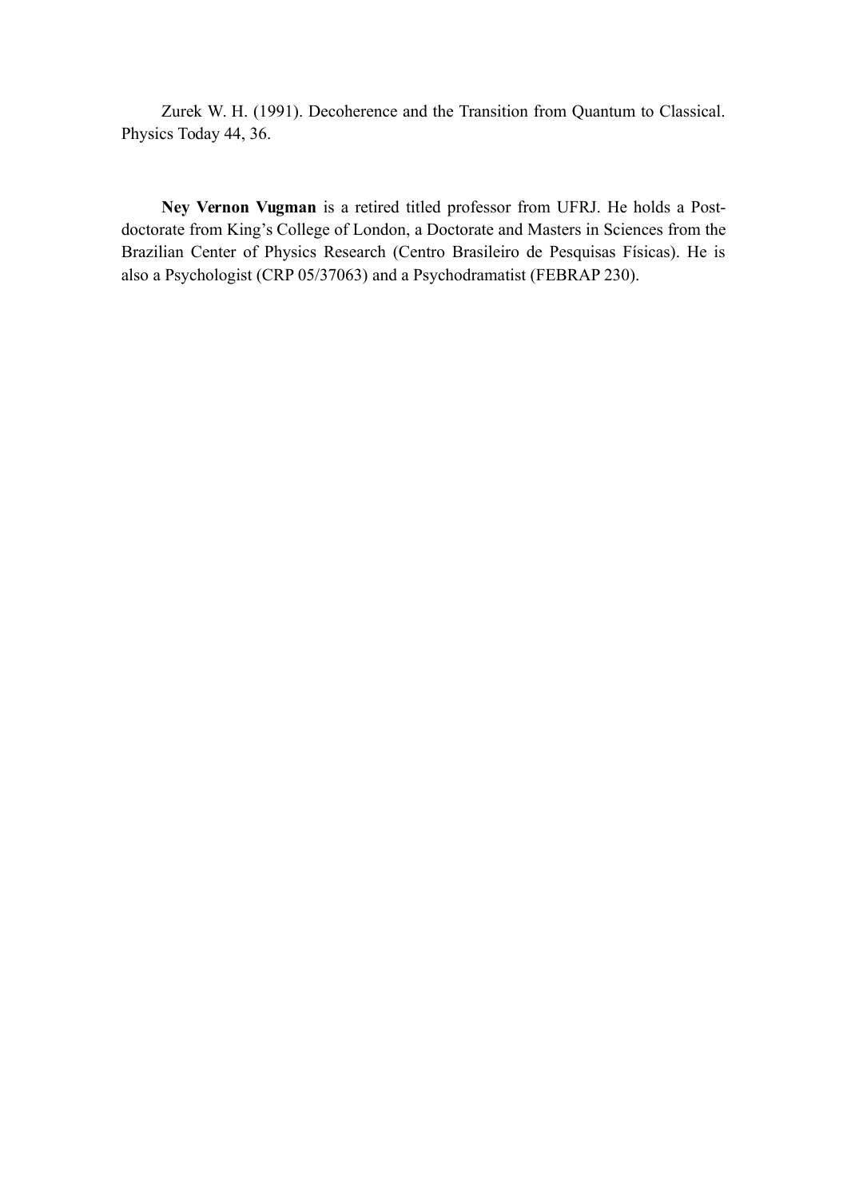Zurek W. H. (1991). Decoherence and the Transition from Quantum to Classical. Physics Today 44, 36.

**Ney Vernon Vugman** is a retired titled professor from UFRJ. He holds a Post-doctorate from King's College of London, a Doctorate and Masters in Sciences from the Brazilian Center of Physics Research (Centro Brasileiro de Pesquisas Físicas). He is also a Psychologist (CRP 05/37063) and a Psychodramatist (FEBRAP 230).